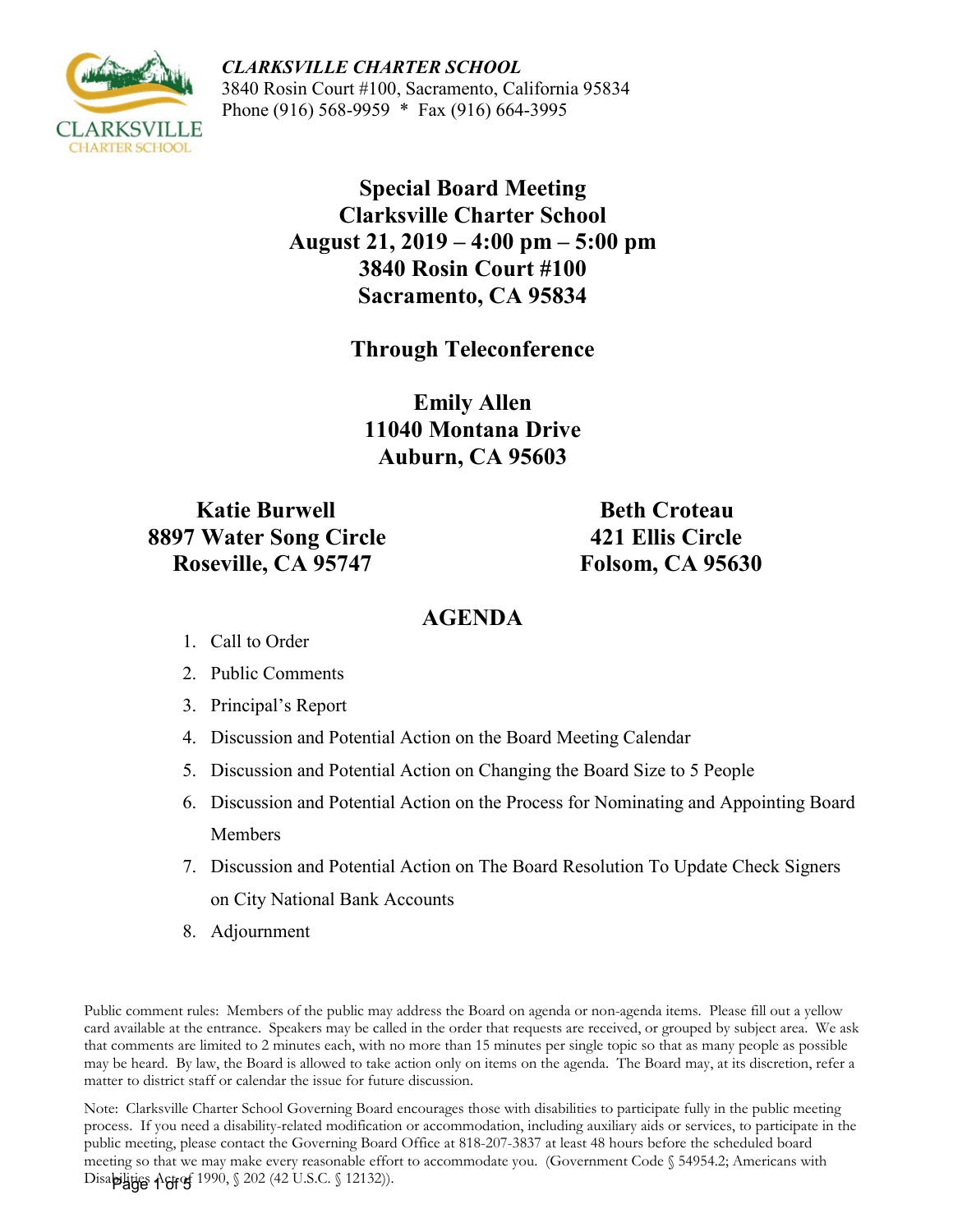*CLARKSVILLE CHARTER SCHOOL*
3840 Rosin Court #100, Sacramento, California 95834
Phone (916) 568-9959 * Fax (916) 664-3995

# Special Board Meeting
# Clarksville Charter School
# August 21, 2019 – 4:00 pm – 5:00 pm
# 3840 Rosin Court #100
# Sacramento, CA 95834

## Through Teleconference

**Emily Allen**
**11040 Montana Drive**
**Auburn, CA 95603**

**Katie Burwell**
**8897 Water Song Circle**
**Roseville, CA 95747**

**Beth Croteau**
**421 Ellis Circle**
**Folsom, CA 95630**

## AGENDA

1. Call to Order
2. Public Comments
3. Principal's Report
4. Discussion and Potential Action on the Board Meeting Calendar
5. Discussion and Potential Action on Changing the Board Size to 5 People
6. Discussion and Potential Action on the Process for Nominating and Appointing Board Members
7. Discussion and Potential Action on The Board Resolution To Update Check Signers on City National Bank Accounts
8. Adjournment

Public comment rules: Members of the public may address the Board on agenda or non-agenda items. Please fill out a yellow card available at the entrance. Speakers may be called in the order that requests are received, or grouped by subject area. We ask that comments are limited to 2 minutes each, with no more than 15 minutes per single topic so that as many people as possible may be heard. By law, the Board is allowed to take action only on items on the agenda. The Board may, at its discretion, refer a matter to district staff or calendar the issue for future discussion.

Note: Clarksville Charter School Governing Board encourages those with disabilities to participate fully in the public meeting process. If you need a disability-related modification or accommodation, including auxiliary aids or services, to participate in the public meeting, please contact the Governing Board Office at 818-207-3837 at least 48 hours before the scheduled board meeting so that we may make every reasonable effort to accommodate you. (Government Code § 54954.2; Americans with Disabilities Act of 1990, § 202 (42 U.S.C. § 12132)).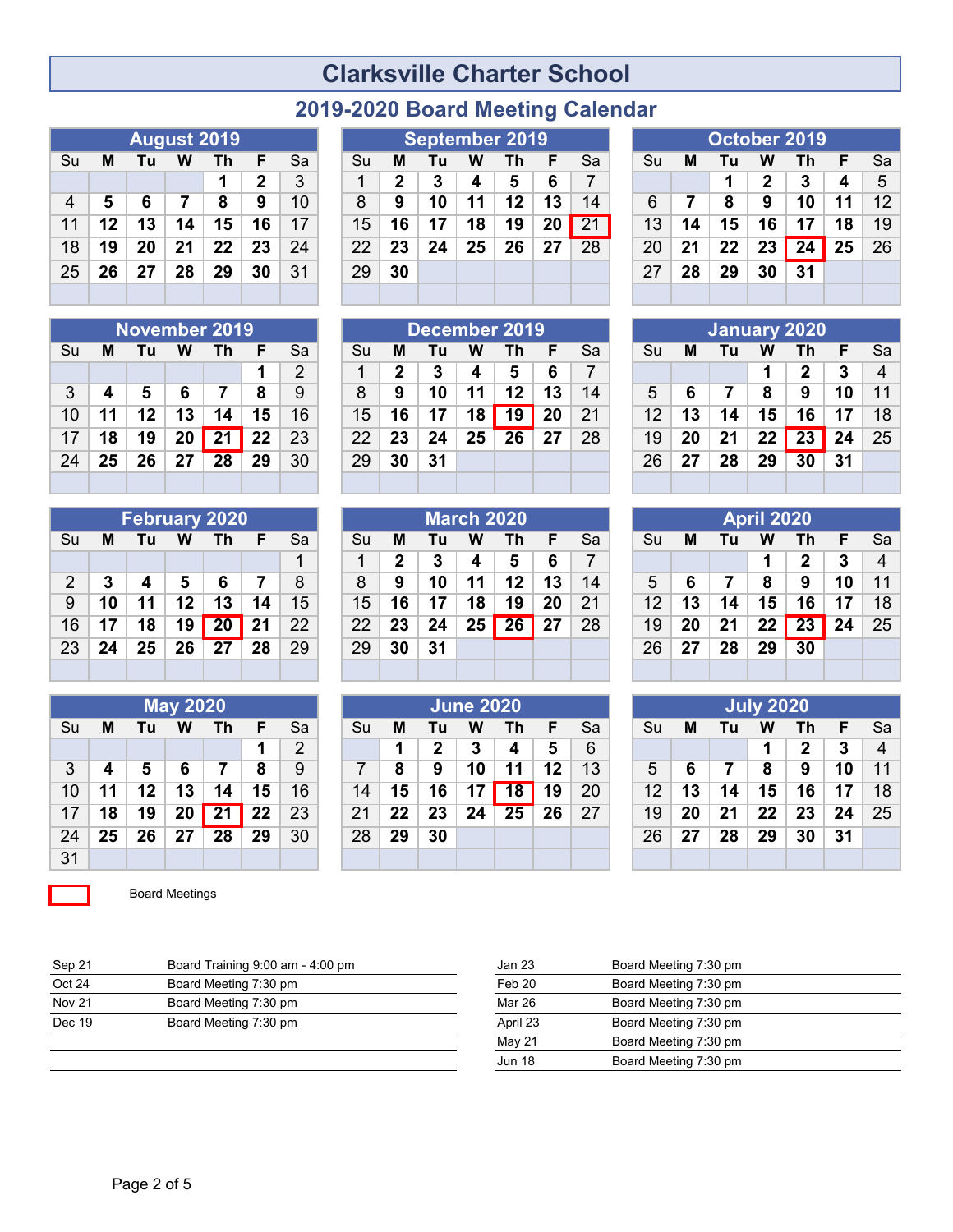# Clarksville Charter School

## 2019-2020 Board Meeting Calendar

### August 2019

| Su | M | Tu | W | Th | F | Sa |
|---|---|---|---|---|---|---|
| | | | | 1 | 2 | 3 |
| 4 | 5 | 6 | 7 | 8 | 9 | 10 |
| 11 | 12 | 13 | 14 | 15 | 16 | 17 |
| 18 | 19 | 20 | 21 | 22 | 23 | 24 |
| 25 | 26 | 27 | 28 | 29 | 30 | 31 |

### September 2019

| Su | M | Tu | W | Th | F | Sa |
|---|---|---|---|---|---|---|
| 1 | 2 | 3 | 4 | 5 | 6 | 7 |
| 8 | 9 | 10 | 11 | 12 | 13 | 14 |
| 15 | 16 | 17 | 18 | 19 | 20 | 21 |
| 22 | 23 | 24 | 25 | 26 | 27 | 28 |
| 29 | 30 | | | | | |

### October 2019

| Su | M | Tu | W | Th | F | Sa |
|---|---|---|---|---|---|---|
| | | 1 | 2 | 3 | 4 | 5 |
| 6 | 7 | 8 | 9 | 10 | 11 | 12 |
| 13 | 14 | 15 | 16 | 17 | 18 | 19 |
| 20 | 21 | 22 | 23 | 24 | 25 | 26 |
| 27 | 28 | 29 | 30 | 31 | | |

### November 2019

| Su | M | Tu | W | Th | F | Sa |
|---|---|---|---|---|---|---|
| | | | | | 1 | 2 |
| 3 | 4 | 5 | 6 | 7 | 8 | 9 |
| 10 | 11 | 12 | 13 | 14 | 15 | 16 |
| 17 | 18 | 19 | 20 | 21 | 22 | 23 |
| 24 | 25 | 26 | 27 | 28 | 29 | 30 |

### December 2019

| Su | M | Tu | W | Th | F | Sa |
|---|---|---|---|---|---|---|
| 1 | 2 | 3 | 4 | 5 | 6 | 7 |
| 8 | 9 | 10 | 11 | 12 | 13 | 14 |
| 15 | 16 | 17 | 18 | 19 | 20 | 21 |
| 22 | 23 | 24 | 25 | 26 | 27 | 28 |
| 29 | 30 | 31 | | | | |

### January 2020

| Su | M | Tu | W | Th | F | Sa |
|---|---|---|---|---|---|---|
| | | | 1 | 2 | 3 | 4 |
| 5 | 6 | 7 | 8 | 9 | 10 | 11 |
| 12 | 13 | 14 | 15 | 16 | 17 | 18 |
| 19 | 20 | 21 | 22 | 23 | 24 | 25 |
| 26 | 27 | 28 | 29 | 30 | 31 | |

### February 2020

| Su | M | Tu | W | Th | F | Sa |
|---|---|---|---|---|---|---|
| | | | | | | 1 |
| 2 | 3 | 4 | 5 | 6 | 7 | 8 |
| 9 | 10 | 11 | 12 | 13 | 14 | 15 |
| 16 | 17 | 18 | 19 | 20 | 21 | 22 |
| 23 | 24 | 25 | 26 | 27 | 28 | 29 |

### March 2020

| Su | M | Tu | W | Th | F | Sa |
|---|---|---|---|---|---|---|
| 1 | 2 | 3 | 4 | 5 | 6 | 7 |
| 8 | 9 | 10 | 11 | 12 | 13 | 14 |
| 15 | 16 | 17 | 18 | 19 | 20 | 21 |
| 22 | 23 | 24 | 25 | 26 | 27 | 28 |
| 29 | 30 | 31 | | | | |

### April 2020

| Su | M | Tu | W | Th | F | Sa |
|---|---|---|---|---|---|---|
| | | | 1 | 2 | 3 | 4 |
| 5 | 6 | 7 | 8 | 9 | 10 | 11 |
| 12 | 13 | 14 | 15 | 16 | 17 | 18 |
| 19 | 20 | 21 | 22 | 23 | 24 | 25 |
| 26 | 27 | 28 | 29 | 30 | | |

### May 2020

| Su | M | Tu | W | Th | F | Sa |
|---|---|---|---|---|---|---|
| | | | | | 1 | 2 |
| 3 | 4 | 5 | 6 | 7 | 8 | 9 |
| 10 | 11 | 12 | 13 | 14 | 15 | 16 |
| 17 | 18 | 19 | 20 | 21 | 22 | 23 |
| 24 | 25 | 26 | 27 | 28 | 29 | 30 |
| 31 | | | | | | |

### June 2020

| Su | M | Tu | W | Th | F | Sa |
|---|---|---|---|---|---|---|
| | 1 | 2 | 3 | 4 | 5 | 6 |
| 7 | 8 | 9 | 10 | 11 | 12 | 13 |
| 14 | 15 | 16 | 17 | 18 | 19 | 20 |
| 21 | 22 | 23 | 24 | 25 | 26 | 27 |
| 28 | 29 | 30 | | | | |

### July 2020

| Su | M | Tu | W | Th | F | Sa |
|---|---|---|---|---|---|---|
| | | | 1 | 2 | 3 | 4 |
| 5 | 6 | 7 | 8 | 9 | 10 | 11 |
| 12 | 13 | 14 | 15 | 16 | 17 | 18 |
| 19 | 20 | 21 | 22 | 23 | 24 | 25 |
| 26 | 27 | 28 | 29 | 30 | 31 | |

Board Meetings

| Date | Event |
|---|---|
| Sep 21 | Board Training 9:00 am - 4:00 pm |
| Oct 24 | Board Meeting 7:30 pm |
| Nov 21 | Board Meeting 7:30 pm |
| Dec 19 | Board Meeting 7:30 pm |
| Jan 23 | Board Meeting 7:30 pm |
| Feb 20 | Board Meeting 7:30 pm |
| Mar 26 | Board Meeting 7:30 pm |
| April 23 | Board Meeting 7:30 pm |
| May 21 | Board Meeting 7:30 pm |
| Jun 18 | Board Meeting 7:30 pm |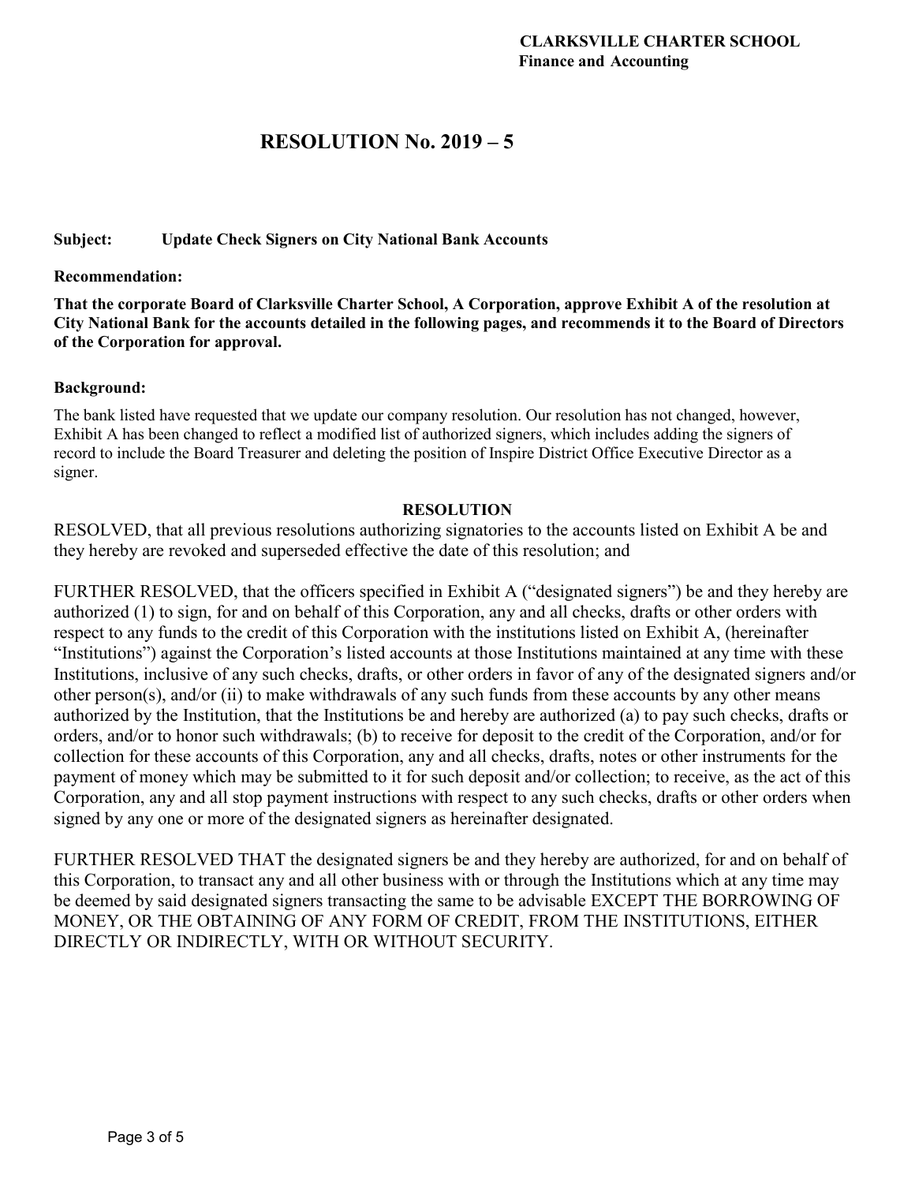**CLARKSVILLE CHARTER SCHOOL**
**Finance and Accounting**

# RESOLUTION No. 2019 – 5

**Subject:** **Update Check Signers on City National Bank Accounts**

**Recommendation:**

**That the corporate Board of Clarksville Charter School, A Corporation, approve Exhibit A of the resolution at City National Bank for the accounts detailed in the following pages, and recommends it to the Board of Directors of the Corporation for approval.**

**Background:**

The bank listed have requested that we update our company resolution. Our resolution has not changed, however, Exhibit A has been changed to reflect a modified list of authorized signers, which includes adding the signers of record to include the Board Treasurer and deleting the position of Inspire District Office Executive Director as a signer.

**RESOLUTION**

RESOLVED, that all previous resolutions authorizing signatories to the accounts listed on Exhibit A be and they hereby are revoked and superseded effective the date of this resolution; and

FURTHER RESOLVED, that the officers specified in Exhibit A ("designated signers") be and they hereby are authorized (1) to sign, for and on behalf of this Corporation, any and all checks, drafts or other orders with respect to any funds to the credit of this Corporation with the institutions listed on Exhibit A, (hereinafter "Institutions") against the Corporation's listed accounts at those Institutions maintained at any time with these Institutions, inclusive of any such checks, drafts, or other orders in favor of any of the designated signers and/or other person(s), and/or (ii) to make withdrawals of any such funds from these accounts by any other means authorized by the Institution, that the Institutions be and hereby are authorized (a) to pay such checks, drafts or orders, and/or to honor such withdrawals; (b) to receive for deposit to the credit of the Corporation, and/or for collection for these accounts of this Corporation, any and all checks, drafts, notes or other instruments for the payment of money which may be submitted to it for such deposit and/or collection; to receive, as the act of this Corporation, any and all stop payment instructions with respect to any such checks, drafts or other orders when signed by any one or more of the designated signers as hereinafter designated.

FURTHER RESOLVED THAT the designated signers be and they hereby are authorized, for and on behalf of this Corporation, to transact any and all other business with or through the Institutions which at any time may be deemed by said designated signers transacting the same to be advisable EXCEPT THE BORROWING OF MONEY, OR THE OBTAINING OF ANY FORM OF CREDIT, FROM THE INSTITUTIONS, EITHER DIRECTLY OR INDIRECTLY, WITH OR WITHOUT SECURITY.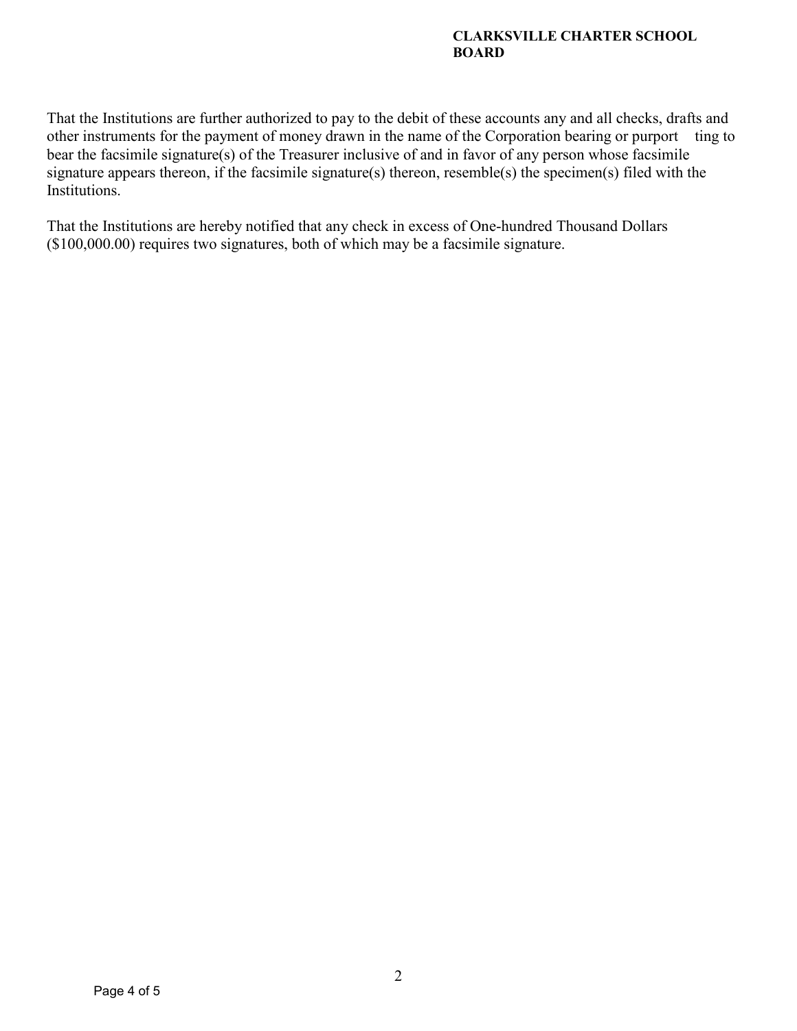That the Institutions are further authorized to pay to the debit of these accounts any and all checks, drafts and other instruments for the payment of money drawn in the name of the Corporation bearing or purport ting to bear the facsimile signature(s) of the Treasurer inclusive of and in favor of any person whose facsimile signature appears thereon, if the facsimile signature(s) thereon, resemble(s) the specimen(s) filed with the Institutions.

That the Institutions are hereby notified that any check in excess of One-hundred Thousand Dollars ($100,000.00) requires two signatures, both of which may be a facsimile signature.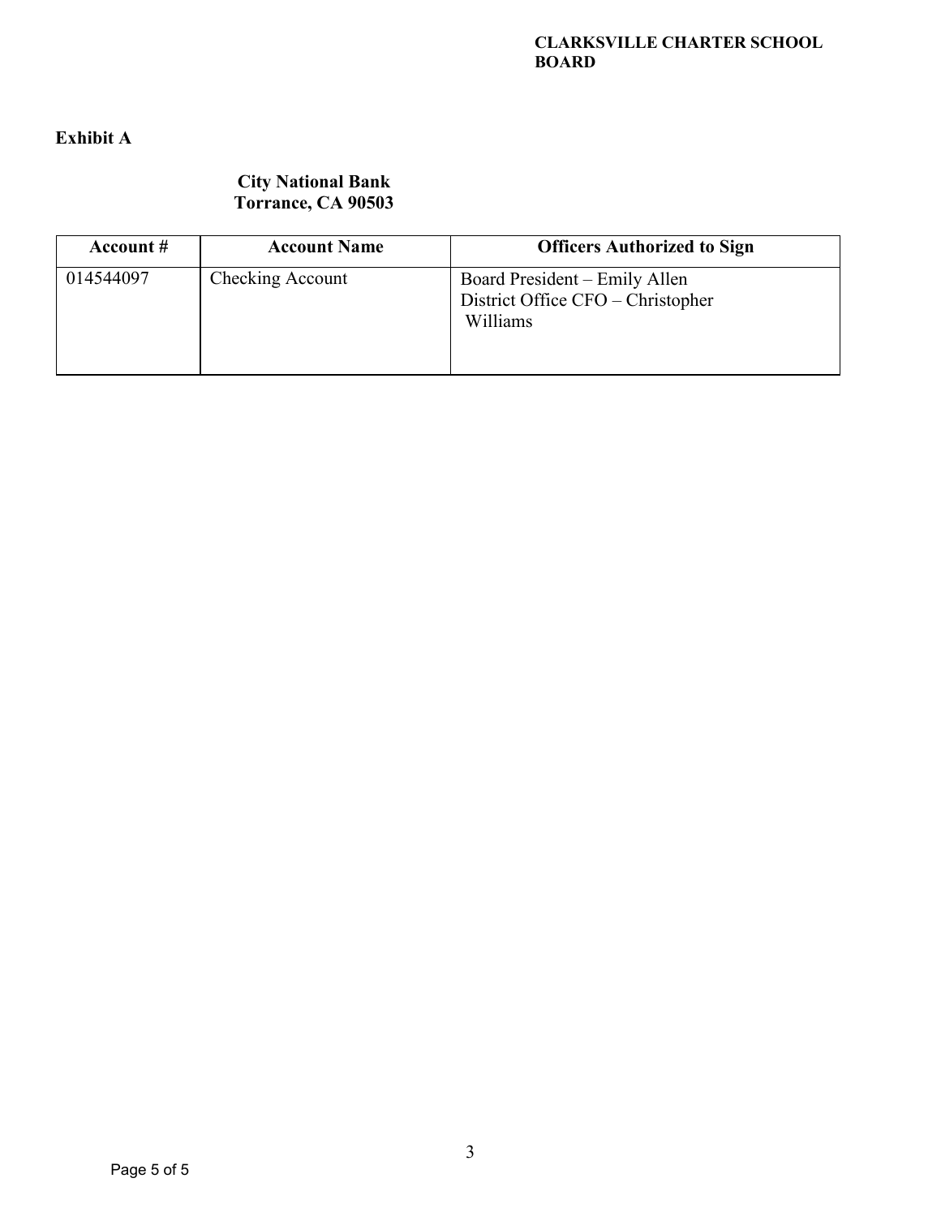**CLARKSVILLE CHARTER SCHOOL BOARD**

**Exhibit A**

**City National Bank**
**Torrance, CA 90503**

| Account # | Account Name | Officers Authorized to Sign |
| --- | --- | --- |
| 014544097 | Checking Account | Board President – Emily Allen<br>District Office CFO – Christopher Williams |